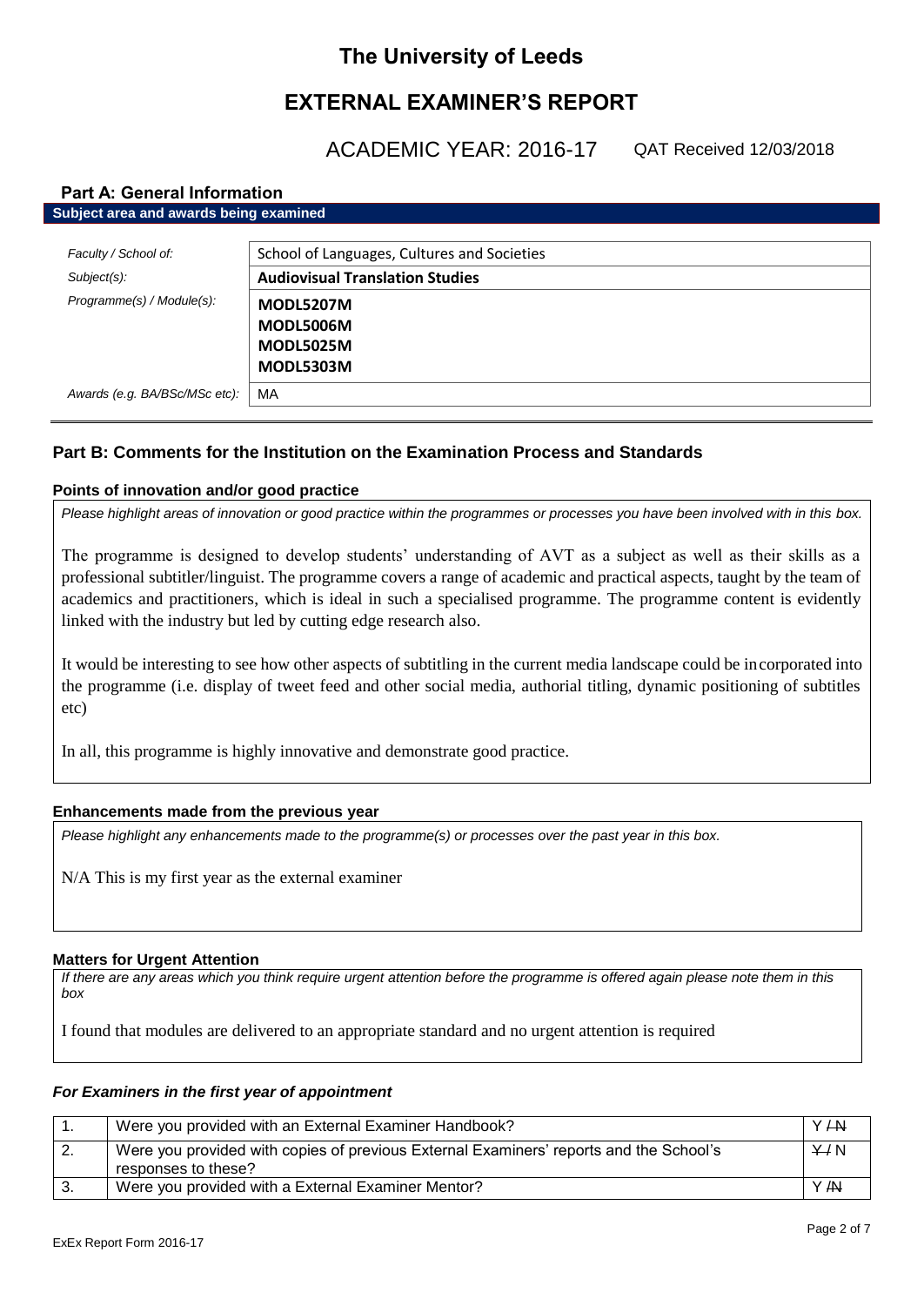# The University of Leeds

## EXTERNAL EXAMINER'S REPORT

ACADEMIC YEAR: 2016-17 QAT Received 12/03/2018

### Part A: General Information

**Subject area and awards being examined**

| | |
|---|---|
| *Faculty / School of:* | School of Languages, Cultures and Societies |
| *Subject(s):* | **Audiovisual Translation Studies** |
| *Programme(s) / Module(s):* | **MODL5207M**<br>**MODL5006M**<br>**MODL5025M**<br>**MODL5303M** |
| *Awards (e.g. BA/BSc/MSc etc):* | MA |

### Part B: Comments for the Institution on the Examination Process and Standards

#### Points of innovation and/or good practice

*Please highlight areas of innovation or good practice within the programmes or processes you have been involved with in this box.*

The programme is designed to develop students' understanding of AVT as a subject as well as their skills as a professional subtitler/linguist. The programme covers a range of academic and practical aspects, taught by the team of academics and practitioners, which is ideal in such a specialised programme. The programme content is evidently linked with the industry but led by cutting edge research also.

It would be interesting to see how other aspects of subtitling in the current media landscape could be incorporated into the programme (i.e. display of tweet feed and other social media, authorial titling, dynamic positioning of subtitles etc)

In all, this programme is highly innovative and demonstrate good practice.

#### Enhancements made from the previous year

*Please highlight any enhancements made to the programme(s) or processes over the past year in this box.*

N/A This is my first year as the external examiner

#### Matters for Urgent Attention

*If there are any areas which you think require urgent attention before the programme is offered again please note them in this box*

I found that modules are delivered to an appropriate standard and no urgent attention is required

#### *For Examiners in the first year of appointment*

| | | |
|---|---|---|
| 1. | Were you provided with an External Examiner Handbook? | Y ~~/N~~ |
| 2. | Were you provided with copies of previous External Examiners' reports and the School's responses to these? | ~~Y/~~ N |
| 3. | Were you provided with a External Examiner Mentor? | Y ~~/N~~ |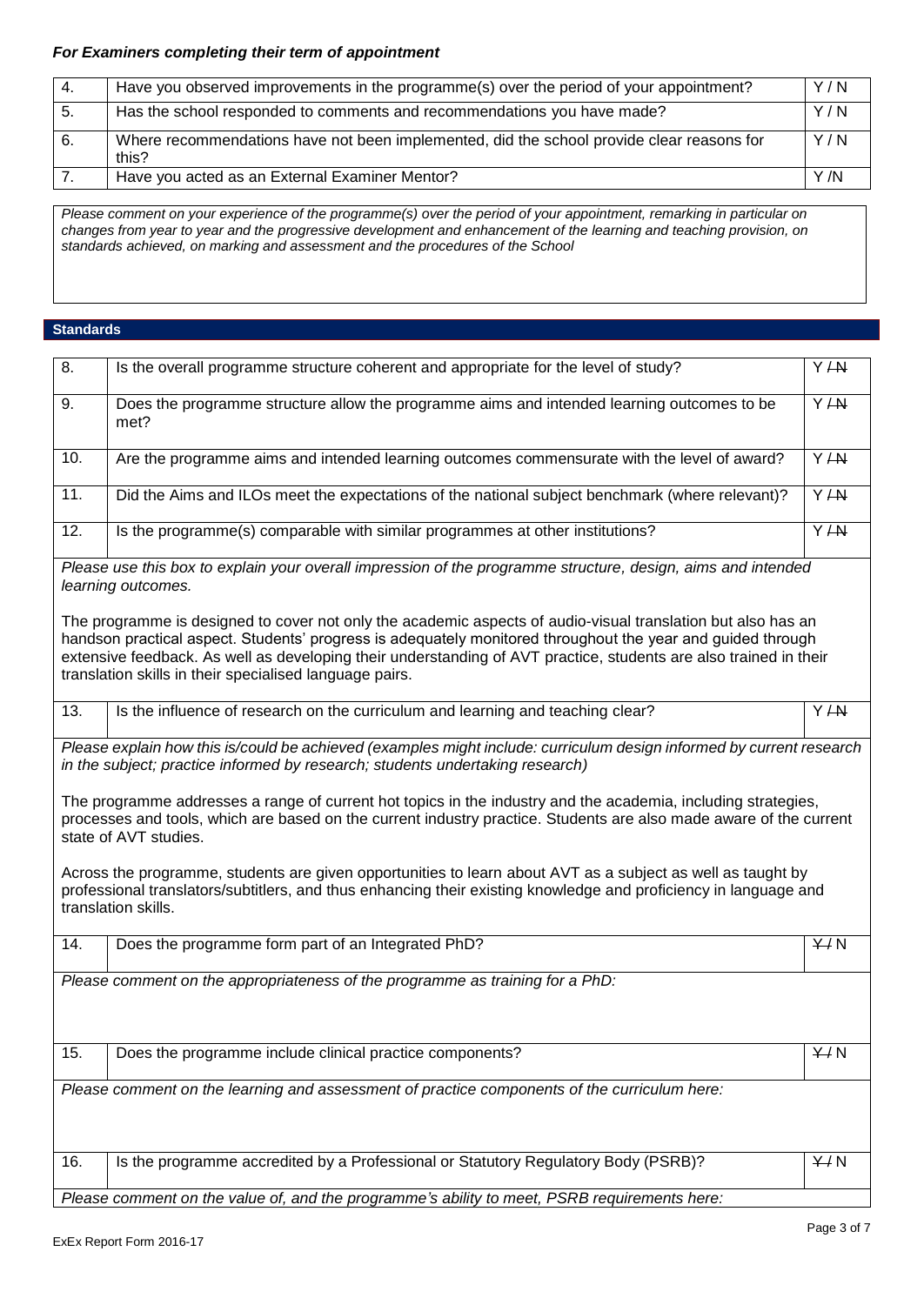### *For Examiners completing their term of appointment*

| | | |
|---|---|---|
| 4. | Have you observed improvements in the programme(s) over the period of your appointment? | Y / N |
| 5. | Has the school responded to comments and recommendations you have made? | Y / N |
| 6. | Where recommendations have not been implemented, did the school provide clear reasons for this? | Y / N |
| 7. | Have you acted as an External Examiner Mentor? | Y /N |

*Please comment on your experience of the programme(s) over the period of your appointment, remarking in particular on changes from year to year and the progressive development and enhancement of the learning and teaching provision, on standards achieved, on marking and assessment and the procedures of the School*

## Standards

| | | |
|---|---|---|
| 8. | Is the overall programme structure coherent and appropriate for the level of study? | Y ~~/N~~ |
| 9. | Does the programme structure allow the programme aims and intended learning outcomes to be met? | Y ~~/N~~ |
| 10. | Are the programme aims and intended learning outcomes commensurate with the level of award? | Y ~~/N~~ |
| 11. | Did the Aims and ILOs meet the expectations of the national subject benchmark (where relevant)? | Y ~~/N~~ |
| 12. | Is the programme(s) comparable with similar programmes at other institutions? | Y ~~/N~~ |

*Please use this box to explain your overall impression of the programme structure, design, aims and intended learning outcomes.*

The programme is designed to cover not only the academic aspects of audio-visual translation but also has an handson practical aspect. Students' progress is adequately monitored throughout the year and guided through extensive feedback. As well as developing their understanding of AVT practice, students are also trained in their translation skills in their specialised language pairs.

| | | |
|---|---|---|
| 13. | Is the influence of research on the curriculum and learning and teaching clear? | Y ~~/N~~ |

*Please explain how this is/could be achieved (examples might include: curriculum design informed by current research in the subject; practice informed by research; students undertaking research)*

The programme addresses a range of current hot topics in the industry and the academia, including strategies, processes and tools, which are based on the current industry practice. Students are also made aware of the current state of AVT studies.

Across the programme, students are given opportunities to learn about AVT as a subject as well as taught by professional translators/subtitlers, and thus enhancing their existing knowledge and proficiency in language and translation skills.

| | | |
|---|---|---|
| 14. | Does the programme form part of an Integrated PhD? | ~~Y/~~ N |

*Please comment on the appropriateness of the programme as training for a PhD:*

| | | |
|---|---|---|
| 15. | Does the programme include clinical practice components? | ~~Y/~~ N |

*Please comment on the learning and assessment of practice components of the curriculum here:*

| | | |
|---|---|---|
| 16. | Is the programme accredited by a Professional or Statutory Regulatory Body (PSRB)? | ~~Y/~~ N |

*Please comment on the value of, and the programme's ability to meet, PSRB requirements here:*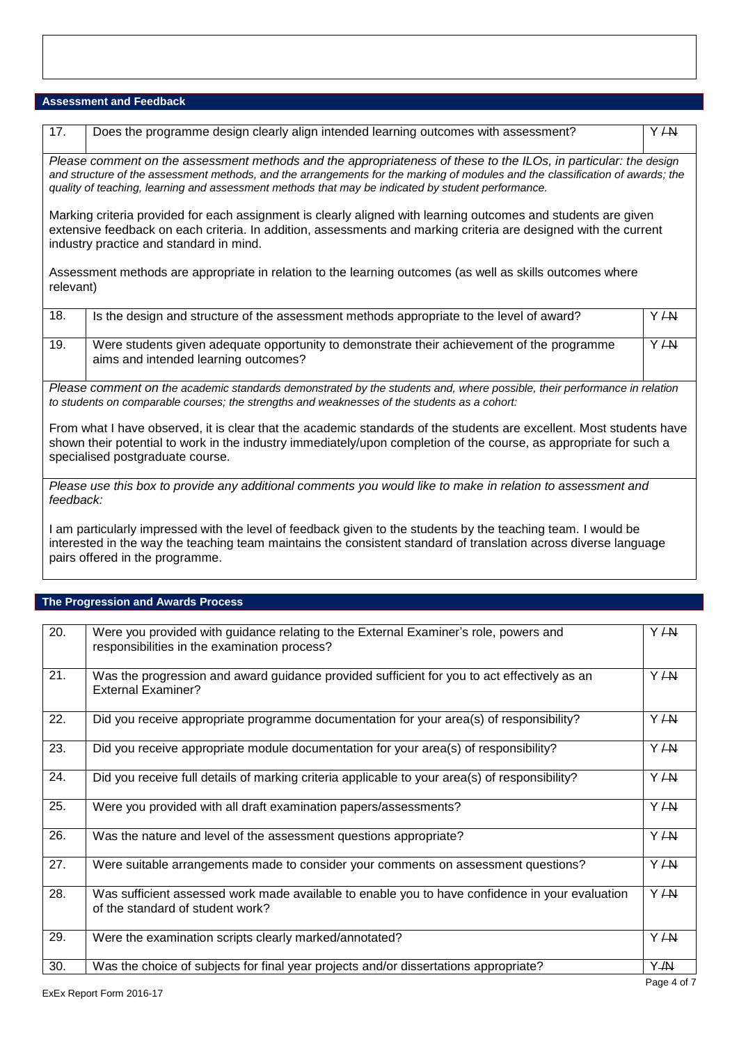## Assessment and Feedback

| | | |
|---|---|---|
| 17. | Does the programme design clearly align intended learning outcomes with assessment? | Y ~~/N~~ |

*Please comment on the assessment methods and the appropriateness of these to the ILOs, in particular: the design and structure of the assessment methods, and the arrangements for the marking of modules and the classification of awards; the quality of teaching, learning and assessment methods that may be indicated by student performance.*

Marking criteria provided for each assignment is clearly aligned with learning outcomes and students are given extensive feedback on each criteria. In addition, assessments and marking criteria are designed with the current industry practice and standard in mind.

Assessment methods are appropriate in relation to the learning outcomes (as well as skills outcomes where relevant)

| | | |
|---|---|---|
| 18. | Is the design and structure of the assessment methods appropriate to the level of award? | Y ~~/N~~ |
| 19. | Were students given adequate opportunity to demonstrate their achievement of the programme aims and intended learning outcomes? | Y ~~/N~~ |

*Please comment on the academic standards demonstrated by the students and, where possible, their performance in relation to students on comparable courses; the strengths and weaknesses of the students as a cohort:*

From what I have observed, it is clear that the academic standards of the students are excellent. Most students have shown their potential to work in the industry immediately/upon completion of the course, as appropriate for such a specialised postgraduate course.

*Please use this box to provide any additional comments you would like to make in relation to assessment and feedback:*

I am particularly impressed with the level of feedback given to the students by the teaching team. I would be interested in the way the teaching team maintains the consistent standard of translation across diverse language pairs offered in the programme.

## The Progression and Awards Process

| | | |
|---|---|---|
| 20. | Were you provided with guidance relating to the External Examiner's role, powers and responsibilities in the examination process? | Y ~~/N~~ |
| 21. | Was the progression and award guidance provided sufficient for you to act effectively as an External Examiner? | Y ~~/N~~ |
| 22. | Did you receive appropriate programme documentation for your area(s) of responsibility? | Y ~~/N~~ |
| 23. | Did you receive appropriate module documentation for your area(s) of responsibility? | Y ~~/N~~ |
| 24. | Did you receive full details of marking criteria applicable to your area(s) of responsibility? | Y ~~/N~~ |
| 25. | Were you provided with all draft examination papers/assessments? | Y ~~/N~~ |
| 26. | Was the nature and level of the assessment questions appropriate? | Y ~~/N~~ |
| 27. | Were suitable arrangements made to consider your comments on assessment questions? | Y ~~/N~~ |
| 28. | Was sufficient assessed work made available to enable you to have confidence in your evaluation of the standard of student work? | Y ~~/N~~ |
| 29. | Were the examination scripts clearly marked/annotated? | Y ~~/N~~ |
| 30. | Was the choice of subjects for final year projects and/or dissertations appropriate? | ~~Y~~ /N |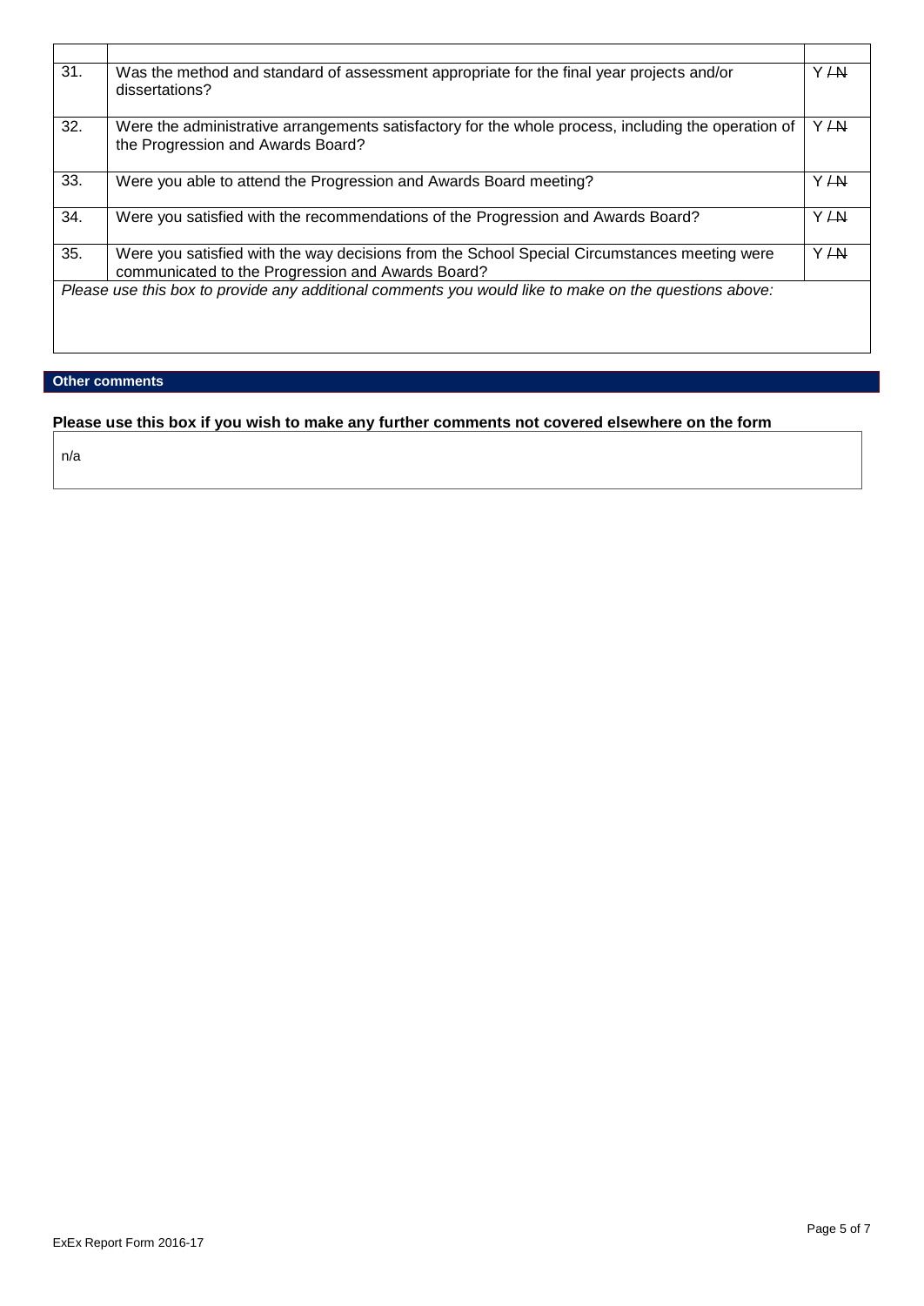| | | |
|---|---|---|
| 31. | Was the method and standard of assessment appropriate for the final year projects and/or dissertations? | Y ~~/N~~ |
| 32. | Were the administrative arrangements satisfactory for the whole process, including the operation of the Progression and Awards Board? | Y ~~/N~~ |
| 33. | Were you able to attend the Progression and Awards Board meeting? | Y ~~/N~~ |
| 34. | Were you satisfied with the recommendations of the Progression and Awards Board? | Y ~~/N~~ |
| 35. | Were you satisfied with the way decisions from the School Special Circumstances meeting were communicated to the Progression and Awards Board? | Y ~~/N~~ |
| *Please use this box to provide any additional comments you would like to make on the questions above:* | | |

## Other comments

**Please use this box if you wish to make any further comments not covered elsewhere on the form**

n/a

ExEx Report Form 2016-17